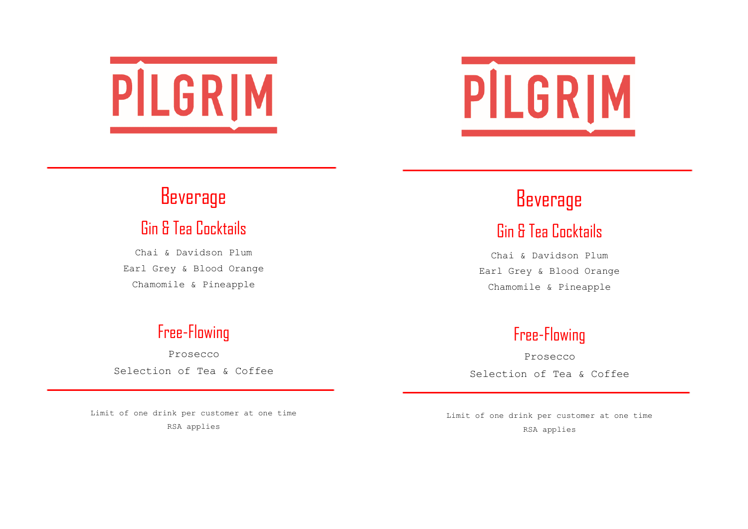# PILGRIM

## Beverage

### Gin & Tea Cocktails

Chai & Davidson Plum

Earl Grey & Blood Orange

Chamomile & Pineapple

### Free-Flowing

Prosecco

Selection of Tea & Coffee

Limit of one drink per customer at one time

RSA applies

# PILGRIM

## Beverage

### Gin & Tea Cocktails

Chai & Davidson Plum

Earl Grey & Blood Orange

Chamomile & Pineapple

### Free-Flowing

Prosecco

Selection of Tea & Coffee

Limit of one drink per customer at one time

RSA applies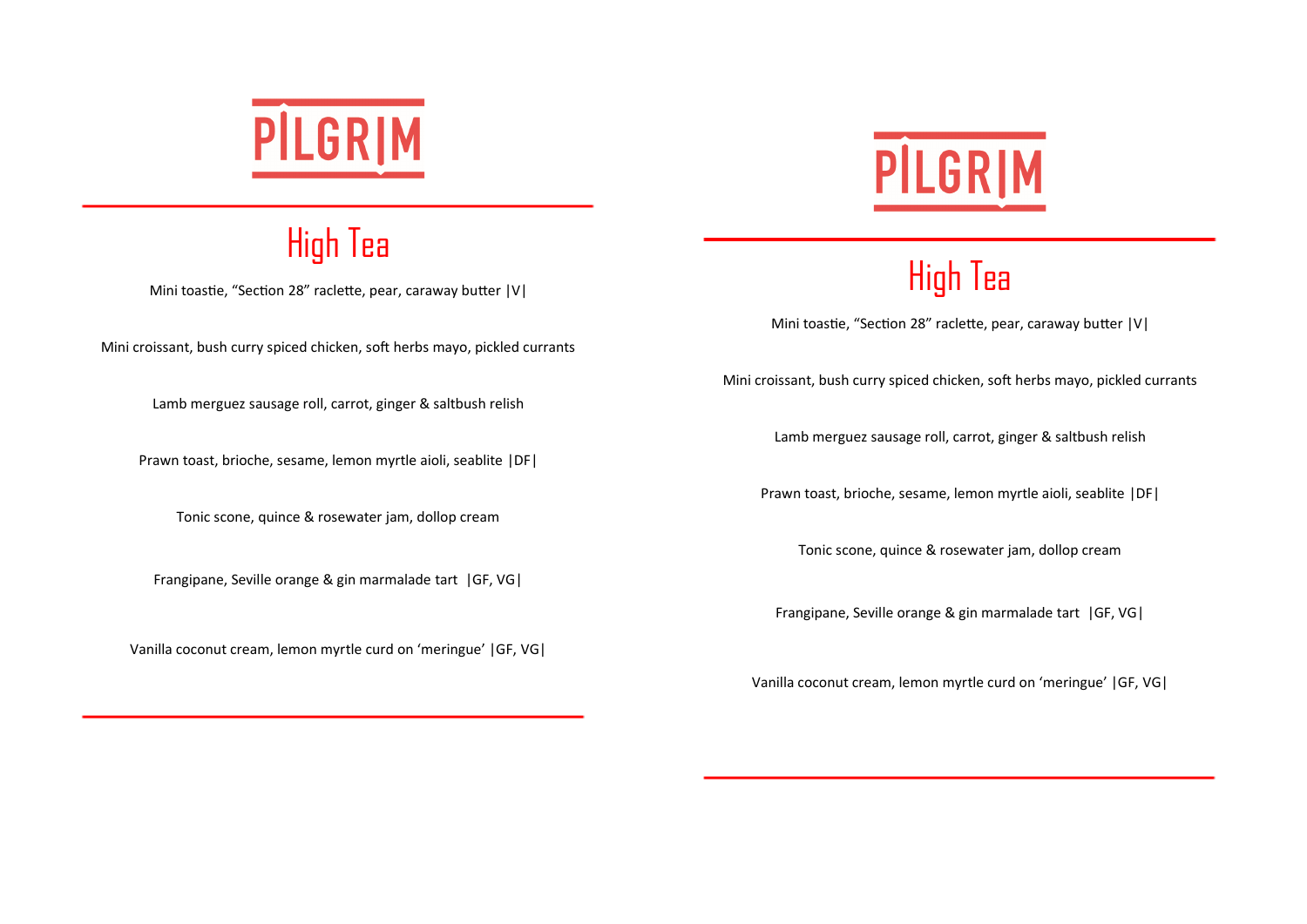# PILGRIM

## High Tea

Mini toastie, "Section 28" raclette, pear, caraway butter |V|

Mini croissant, bush curry spiced chicken, soft herbs mayo, pickled currants

Lamb merguez sausage roll, carrot, ginger & saltbush relish

Prawn toast, brioche, sesame, lemon myrtle aioli, seablite |DF|

Tonic scone, quince & rosewater jam, dollop cream

Frangipane, Seville orange & gin marmalade tart |GF, VG|

Vanilla coconut cream, lemon myrtle curd on 'meringue' |GF, VG|

# PILGRIM

## High Tea

Mini toastie, "Section 28" raclette, pear, caraway butter |V|

Mini croissant, bush curry spiced chicken, soft herbs mayo, pickled currants

Lamb merguez sausage roll, carrot, ginger & saltbush relish

Prawn toast, brioche, sesame, lemon myrtle aioli, seablite |DF|

Tonic scone, quince & rosewater jam, dollop cream

Frangipane, Seville orange & gin marmalade tart |GF, VG|

Vanilla coconut cream, lemon myrtle curd on 'meringue' |GF, VG|